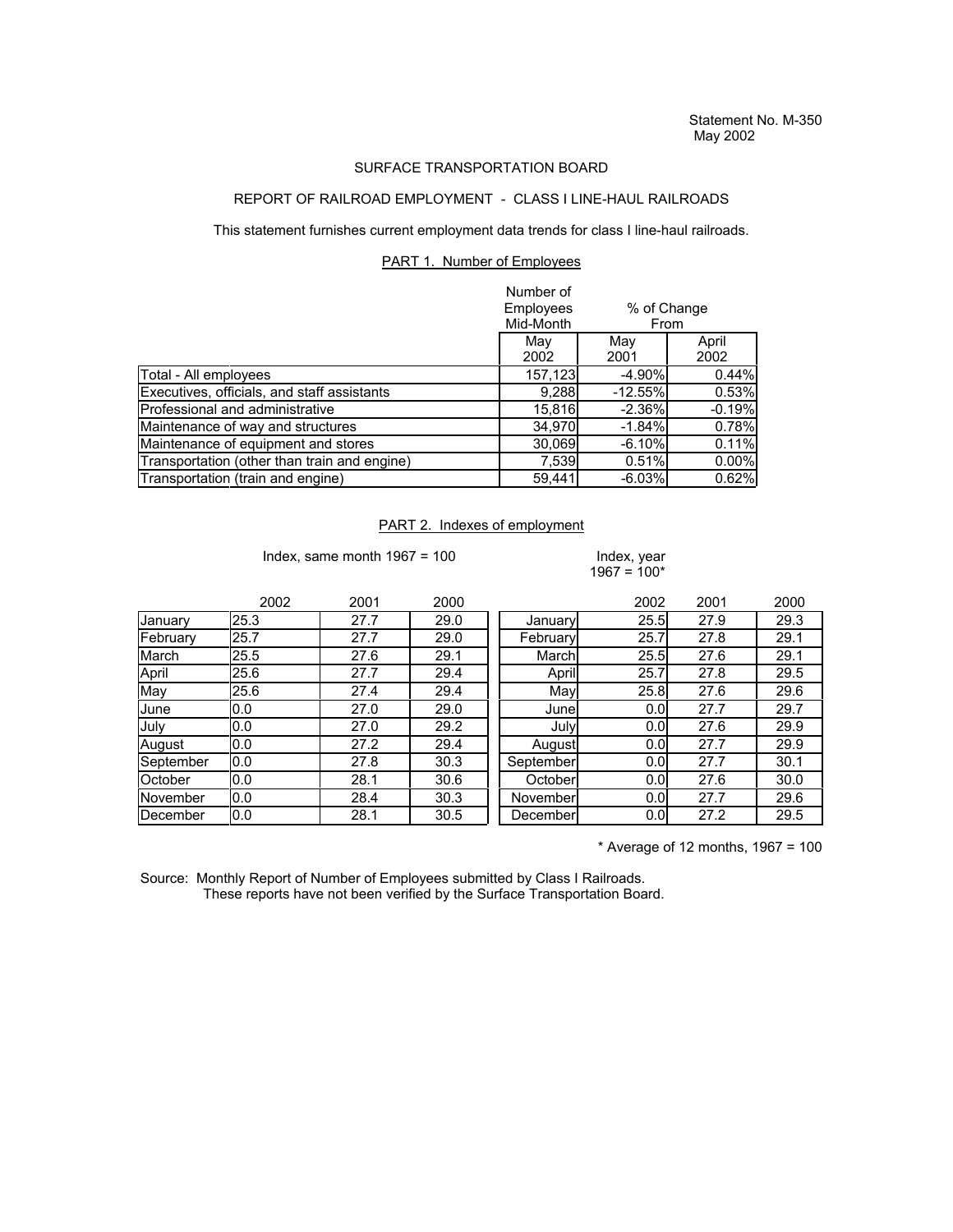Statement No. M-350
May 2002

# SURFACE TRANSPORTATION BOARD

## REPORT OF RAILROAD EMPLOYMENT - CLASS I LINE-HAUL RAILROADS

This statement furnishes current employment data trends for class I line-haul railroads.

### PART 1. Number of Employees

| | Number of Employees Mid-Month | % of Change From | |
|---|---|---|---|
| | May 2002 | May 2001 | April 2002 |
| Total - All employees | 157,123 | -4.90% | 0.44% |
| Executives, officials, and staff assistants | 9,288 | -12.55% | 0.53% |
| Professional and administrative | 15,816 | -2.36% | -0.19% |
| Maintenance of way and structures | 34,970 | -1.84% | 0.78% |
| Maintenance of equipment and stores | 30,069 | -6.10% | 0.11% |
| Transportation (other than train and engine) | 7,539 | 0.51% | 0.00% |
| Transportation (train and engine) | 59,441 | -6.03% | 0.62% |

### PART 2. Indexes of employment

Index, same month 1967 = 100

| | 2002 | 2001 | 2000 |
|---|---|---|---|
| January | 25.3 | 27.7 | 29.0 |
| February | 25.7 | 27.7 | 29.0 |
| March | 25.5 | 27.6 | 29.1 |
| April | 25.6 | 27.7 | 29.4 |
| May | 25.6 | 27.4 | 29.4 |
| June | 0.0 | 27.0 | 29.0 |
| July | 0.0 | 27.0 | 29.2 |
| August | 0.0 | 27.2 | 29.4 |
| September | 0.0 | 27.8 | 30.3 |
| October | 0.0 | 28.1 | 30.6 |
| November | 0.0 | 28.4 | 30.3 |
| December | 0.0 | 28.1 | 30.5 |

Index, year 1967 = 100*

| | 2002 | 2001 | 2000 |
|---|---|---|---|
| January | 25.5 | 27.9 | 29.3 |
| February | 25.7 | 27.8 | 29.1 |
| March | 25.5 | 27.6 | 29.1 |
| April | 25.7 | 27.8 | 29.5 |
| May | 25.8 | 27.6 | 29.6 |
| June | 0.0 | 27.7 | 29.7 |
| July | 0.0 | 27.6 | 29.9 |
| August | 0.0 | 27.7 | 29.9 |
| September | 0.0 | 27.7 | 30.1 |
| October | 0.0 | 27.6 | 30.0 |
| November | 0.0 | 27.7 | 29.6 |
| December | 0.0 | 27.2 | 29.5 |

* Average of 12 months, 1967 = 100

Source: Monthly Report of Number of Employees submitted by Class I Railroads.
These reports have not been verified by the Surface Transportation Board.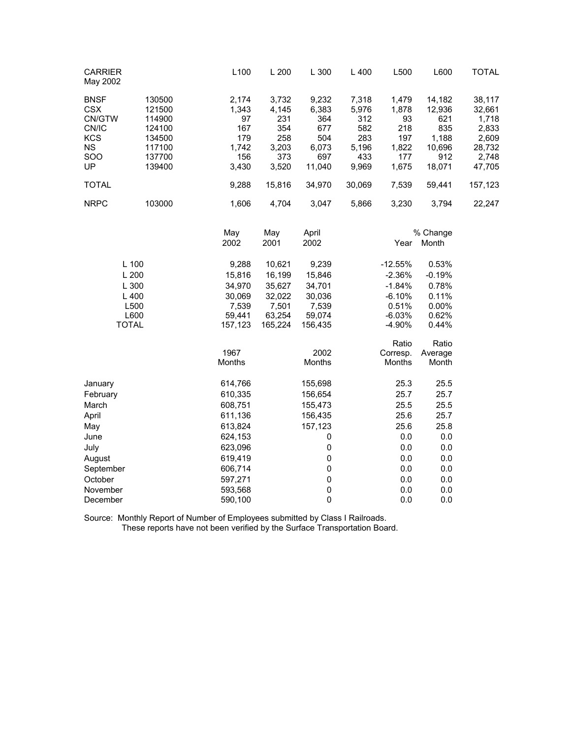| CARRIER May 2002 | | L100 | L 200 | L 300 | L 400 | L500 | L600 | TOTAL |
|---|---|---|---|---|---|---|---|---|
| BNSF | 130500 | 2,174 | 3,732 | 9,232 | 7,318 | 1,479 | 14,182 | 38,117 |
| CSX | 121500 | 1,343 | 4,145 | 6,383 | 5,976 | 1,878 | 12,936 | 32,661 |
| CN/GTW | 114900 | 97 | 231 | 364 | 312 | 93 | 621 | 1,718 |
| CN/IC | 124100 | 167 | 354 | 677 | 582 | 218 | 835 | 2,833 |
| KCS | 134500 | 179 | 258 | 504 | 283 | 197 | 1,188 | 2,609 |
| NS | 117100 | 1,742 | 3,203 | 6,073 | 5,196 | 1,822 | 10,696 | 28,732 |
| SOO | 137700 | 156 | 373 | 697 | 433 | 177 | 912 | 2,748 |
| UP | 139400 | 3,430 | 3,520 | 11,040 | 9,969 | 1,675 | 18,071 | 47,705 |
| TOTAL | | 9,288 | 15,816 | 34,970 | 30,069 | 7,539 | 59,441 | 157,123 |
| NRPC | 103000 | 1,606 | 4,704 | 3,047 | 5,866 | 3,230 | 3,794 | 22,247 |

| | May 2002 | May 2001 | April 2002 | % Change Year | % Change Month |
|---|---|---|---|---|---|
| L 100 | 9,288 | 10,621 | 9,239 | -12.55% | 0.53% |
| L 200 | 15,816 | 16,199 | 15,846 | -2.36% | -0.19% |
| L 300 | 34,970 | 35,627 | 34,701 | -1.84% | 0.78% |
| L 400 | 30,069 | 32,022 | 30,036 | -6.10% | 0.11% |
| L500 | 7,539 | 7,501 | 7,539 | 0.51% | 0.00% |
| L600 | 59,441 | 63,254 | 59,074 | -6.03% | 0.62% |
| TOTAL | 157,123 | 165,224 | 156,435 | -4.90% | 0.44% |

| | 1967 Months | 2002 Months | Ratio Corresp. Months | Ratio Average Month |
|---|---|---|---|---|
| January | 614,766 | 155,698 | 25.3 | 25.5 |
| February | 610,335 | 156,654 | 25.7 | 25.7 |
| March | 608,751 | 155,473 | 25.5 | 25.5 |
| April | 611,136 | 156,435 | 25.6 | 25.7 |
| May | 613,824 | 157,123 | 25.6 | 25.8 |
| June | 624,153 | 0 | 0.0 | 0.0 |
| July | 623,096 | 0 | 0.0 | 0.0 |
| August | 619,419 | 0 | 0.0 | 0.0 |
| September | 606,714 | 0 | 0.0 | 0.0 |
| October | 597,271 | 0 | 0.0 | 0.0 |
| November | 593,568 | 0 | 0.0 | 0.0 |
| December | 590,100 | 0 | 0.0 | 0.0 |

Source: Monthly Report of Number of Employees submitted by Class I Railroads.
These reports have not been verified by the Surface Transportation Board.